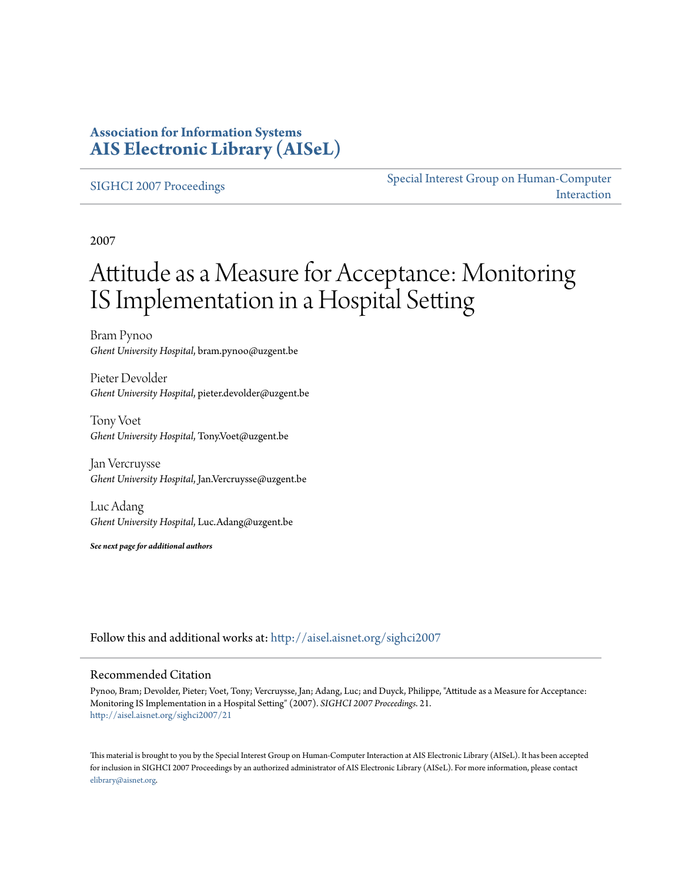**Association for Information Systems**
**AIS Electronic Library (AISeL)**

SIGHCI 2007 Proceedings

Special Interest Group on Human-Computer Interaction

2007

# Attitude as a Measure for Acceptance: Monitoring IS Implementation in a Hospital Setting

Bram Pynoo
*Ghent University Hospital*, bram.pynoo@uzgent.be

Pieter Devolder
*Ghent University Hospital*, pieter.devolder@uzgent.be

Tony Voet
*Ghent University Hospital*, Tony.Voet@uzgent.be

Jan Vercruysse
*Ghent University Hospital*, Jan.Vercruysse@uzgent.be

Luc Adang
*Ghent University Hospital*, Luc.Adang@uzgent.be

***See next page for additional authors***

Follow this and additional works at: http://aisel.aisnet.org/sighci2007

## Recommended Citation

Pynoo, Bram; Devolder, Pieter; Voet, Tony; Vercruysse, Jan; Adang, Luc; and Duyck, Philippe, "Attitude as a Measure for Acceptance: Monitoring IS Implementation in a Hospital Setting" (2007). *SIGHCI 2007 Proceedings*. 21.
http://aisel.aisnet.org/sighci2007/21

This material is brought to you by the Special Interest Group on Human-Computer Interaction at AIS Electronic Library (AISeL). It has been accepted for inclusion in SIGHCI 2007 Proceedings by an authorized administrator of AIS Electronic Library (AISeL). For more information, please contact elibrary@aisnet.org.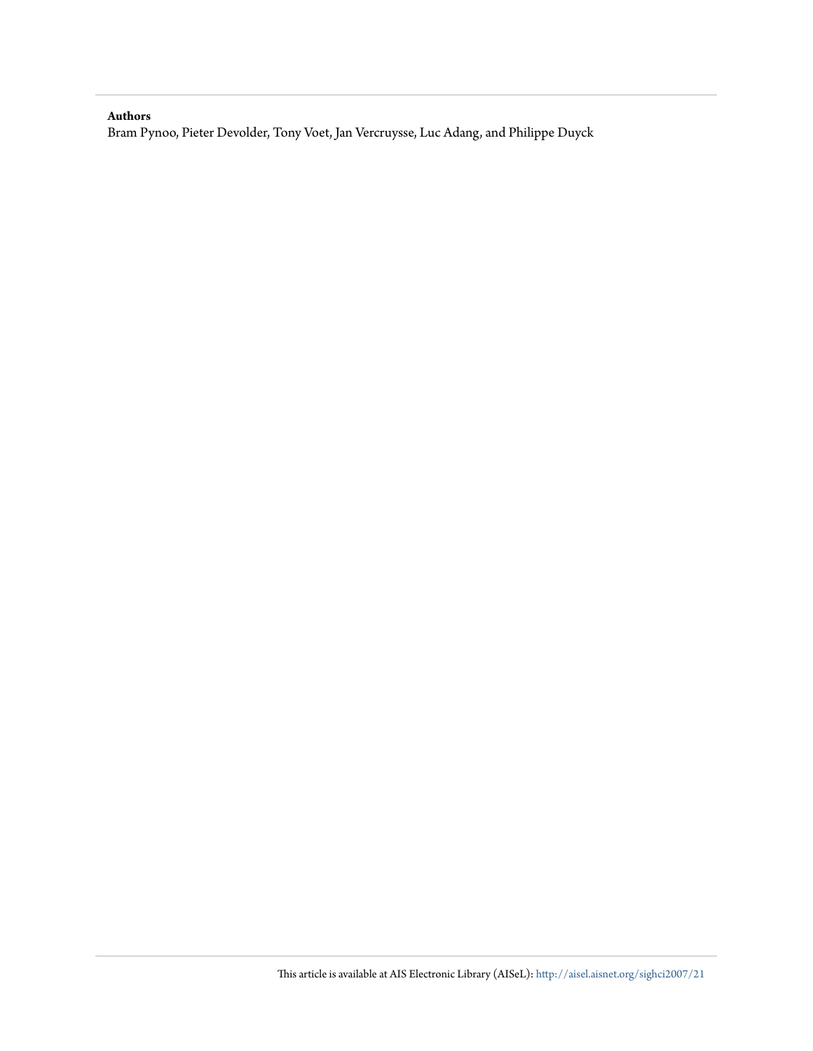**Authors**

Bram Pynoo, Pieter Devolder, Tony Voet, Jan Vercruysse, Luc Adang, and Philippe Duyck

This article is available at AIS Electronic Library (AISeL): http://aisel.aisnet.org/sighci2007/21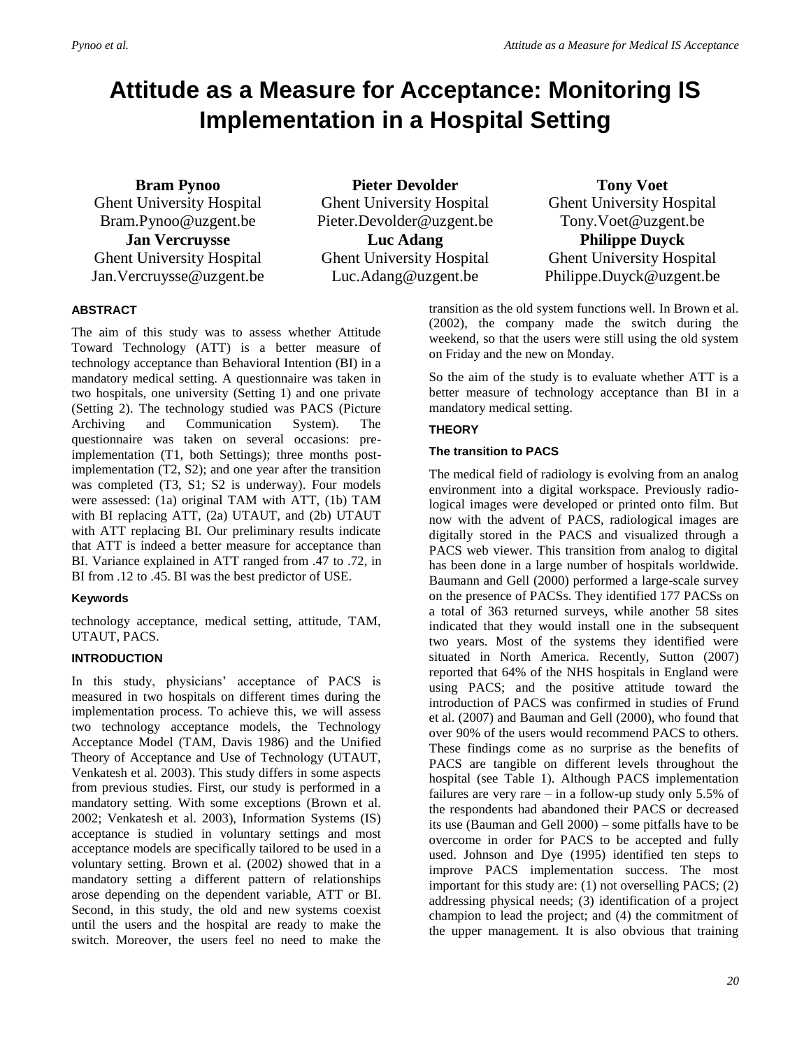// Attitude as a Measure for Acceptance: Monitoring IS Implementation in a Hospital Setting

**Bram Pynoo**
Ghent University Hospital
Bram.Pynoo@uzgent.be

**Pieter Devolder**
Ghent University Hospital
Pieter.Devolder@uzgent.be

**Tony Voet**
Ghent University Hospital
Tony.Voet@uzgent.be

**Jan Vercruysse**
Ghent University Hospital
Jan.Vercruysse@uzgent.be

**Luc Adang**
Ghent University Hospital
Luc.Adang@uzgent.be

**Philippe Duyck**
Ghent University Hospital
Philippe.Duyck@uzgent.be

## ABSTRACT

The aim of this study was to assess whether Attitude Toward Technology (ATT) is a better measure of technology acceptance than Behavioral Intention (BI) in a mandatory medical setting. A questionnaire was taken in two hospitals, one university (Setting 1) and one private (Setting 2). The technology studied was PACS (Picture Archiving and Communication System). The questionnaire was taken on several occasions: pre-implementation (T1, both Settings); three months post-implementation (T2, S2); and one year after the transition was completed (T3, S1; S2 is underway). Four models were assessed: (1a) original TAM with ATT, (1b) TAM with BI replacing ATT, (2a) UTAUT, and (2b) UTAUT with ATT replacing BI. Our preliminary results indicate that ATT is indeed a better measure for acceptance than BI. Variance explained in ATT ranged from .47 to .72, in BI from .12 to .45. BI was the best predictor of USE.

### Keywords

technology acceptance, medical setting, attitude, TAM, UTAUT, PACS.

## INTRODUCTION

In this study, physicians' acceptance of PACS is measured in two hospitals on different times during the implementation process. To achieve this, we will assess two technology acceptance models, the Technology Acceptance Model (TAM, Davis 1986) and the Unified Theory of Acceptance and Use of Technology (UTAUT, Venkatesh et al. 2003). This study differs in some aspects from previous studies. First, our study is performed in a mandatory setting. With some exceptions (Brown et al. 2002; Venkatesh et al. 2003), Information Systems (IS) acceptance is studied in voluntary settings and most acceptance models are specifically tailored to be used in a voluntary setting. Brown et al. (2002) showed that in a mandatory setting a different pattern of relationships arose depending on the dependent variable, ATT or BI. Second, in this study, the old and new systems coexist until the users and the hospital are ready to make the switch. Moreover, the users feel no need to make the transition as the old system functions well. In Brown et al. (2002), the company made the switch during the weekend, so that the users were still using the old system on Friday and the new on Monday.

So the aim of the study is to evaluate whether ATT is a better measure of technology acceptance than BI in a mandatory medical setting.

## THEORY

### The transition to PACS

The medical field of radiology is evolving from an analog environment into a digital workspace. Previously radiological images were developed or printed onto film. But now with the advent of PACS, radiological images are digitally stored in the PACS and visualized through a PACS web viewer. This transition from analog to digital has been done in a large number of hospitals worldwide. Baumann and Gell (2000) performed a large-scale survey on the presence of PACSs. They identified 177 PACSs on a total of 363 returned surveys, while another 58 sites indicated that they would install one in the subsequent two years. Most of the systems they identified were situated in North America. Recently, Sutton (2007) reported that 64% of the NHS hospitals in England were using PACS; and the positive attitude toward the introduction of PACS was confirmed in studies of Frund et al. (2007) and Bauman and Gell (2000), who found that over 90% of the users would recommend PACS to others. These findings come as no surprise as the benefits of PACS are tangible on different levels throughout the hospital (see Table 1). Although PACS implementation failures are very rare – in a follow-up study only 5.5% of the respondents had abandoned their PACS or decreased its use (Bauman and Gell 2000) – some pitfalls have to be overcome in order for PACS to be accepted and fully used. Johnson and Dye (1995) identified ten steps to improve PACS implementation success. The most important for this study are: (1) not overselling PACS; (2) addressing physical needs; (3) identification of a project champion to lead the project; and (4) the commitment of the upper management. It is also obvious that training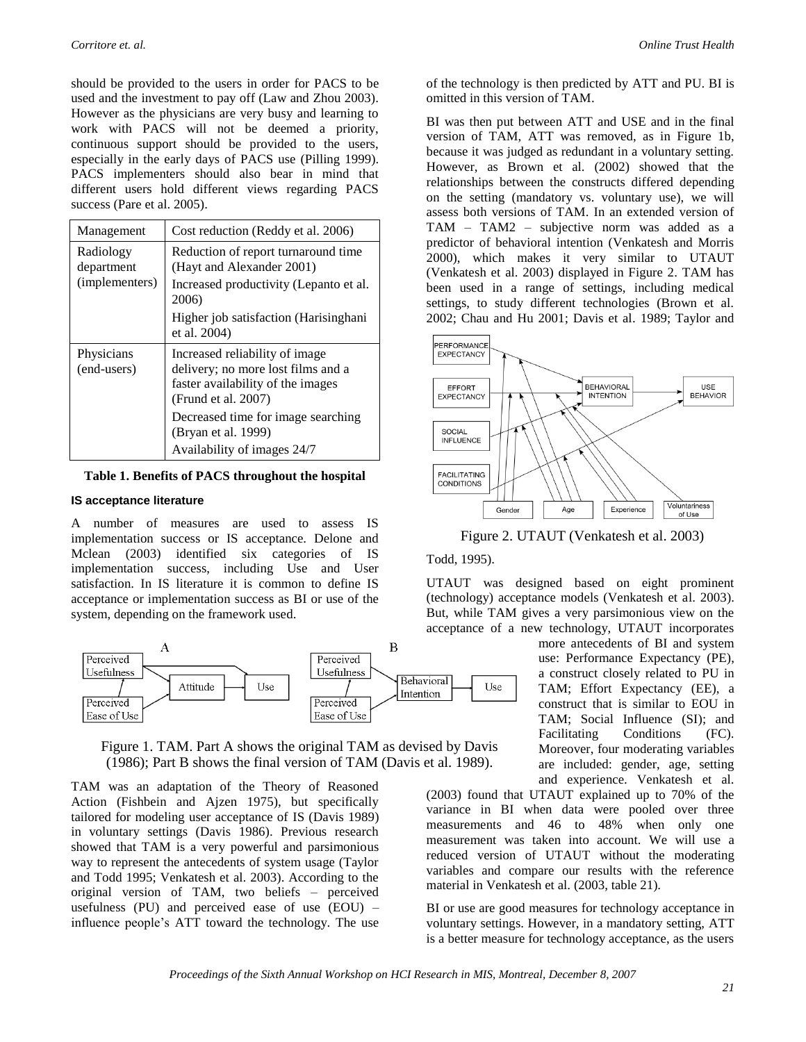should be provided to the users in order for PACS to be used and the investment to pay off (Law and Zhou 2003). However as the physicians are very busy and learning to work with PACS will not be deemed a priority, continuous support should be provided to the users, especially in the early days of PACS use (Pilling 1999). PACS implementers should also bear in mind that different users hold different views regarding PACS success (Pare et al. 2005).

| Management | Cost reduction (Reddy et al. 2006) |
|---|---|
| Radiology department (implementers) | Reduction of report turnaround time (Hayt and Alexander 2001)<br>Increased productivity (Lepanto et al. 2006)<br>Higher job satisfaction (Harisinghani et al. 2004) |
| Physicians (end-users) | Increased reliability of image delivery; no more lost films and a faster availability of the images (Frund et al. 2007)<br>Decreased time for image searching (Bryan et al. 1999)<br>Availability of images 24/7 |

**Table 1. Benefits of PACS throughout the hospital**

### IS acceptance literature

A number of measures are used to assess IS implementation success or IS acceptance. Delone and Mclean (2003) identified six categories of IS implementation success, including Use and User satisfaction. In IS literature it is common to define IS acceptance or implementation success as BI or use of the system, depending on the framework used.

Figure 1. TAM. Part A shows the original TAM as devised by Davis (1986); Part B shows the final version of TAM (Davis et al. 1989).

TAM was an adaptation of the Theory of Reasoned Action (Fishbein and Ajzen 1975), but specifically tailored for modeling user acceptance of IS (Davis 1989) in voluntary settings (Davis 1986). Previous research showed that TAM is a very powerful and parsimonious way to represent the antecedents of system usage (Taylor and Todd 1995; Venkatesh et al. 2003). According to the original version of TAM, two beliefs – perceived usefulness (PU) and perceived ease of use (EOU) – influence people's ATT toward the technology. The use of the technology is then predicted by ATT and PU. BI is omitted in this version of TAM.

BI was then put between ATT and USE and in the final version of TAM, ATT was removed, as in Figure 1b, because it was judged as redundant in a voluntary setting. However, as Brown et al. (2002) showed that the relationships between the constructs differed depending on the setting (mandatory vs. voluntary use), we will assess both versions of TAM. In an extended version of TAM – TAM2 – subjective norm was added as a predictor of behavioral intention (Venkatesh and Morris 2000), which makes it very similar to UTAUT (Venkatesh et al. 2003) displayed in Figure 2. TAM has been used in a range of settings, including medical settings, to study different technologies (Brown et al. 2002; Chau and Hu 2001; Davis et al. 1989; Taylor and Todd, 1995).

Figure 2. UTAUT (Venkatesh et al. 2003)

UTAUT was designed based on eight prominent (technology) acceptance models (Venkatesh et al. 2003). But, while TAM gives a very parsimonious view on the acceptance of a new technology, UTAUT incorporates more antecedents of BI and system use: Performance Expectancy (PE), a construct closely related to PU in TAM; Effort Expectancy (EE), a construct that is similar to EOU in TAM; Social Influence (SI); and Facilitating Conditions (FC). Moreover, four moderating variables are included: gender, age, setting and experience. Venkatesh et al. (2003) found that UTAUT explained up to 70% of the variance in BI when data were pooled over three measurements and 46 to 48% when only one measurement was taken into account. We will use a reduced version of UTAUT without the moderating variables and compare our results with the reference material in Venkatesh et al. (2003, table 21).

BI or use are good measures for technology acceptance in voluntary settings. However, in a mandatory setting, ATT is a better measure for technology acceptance, as the users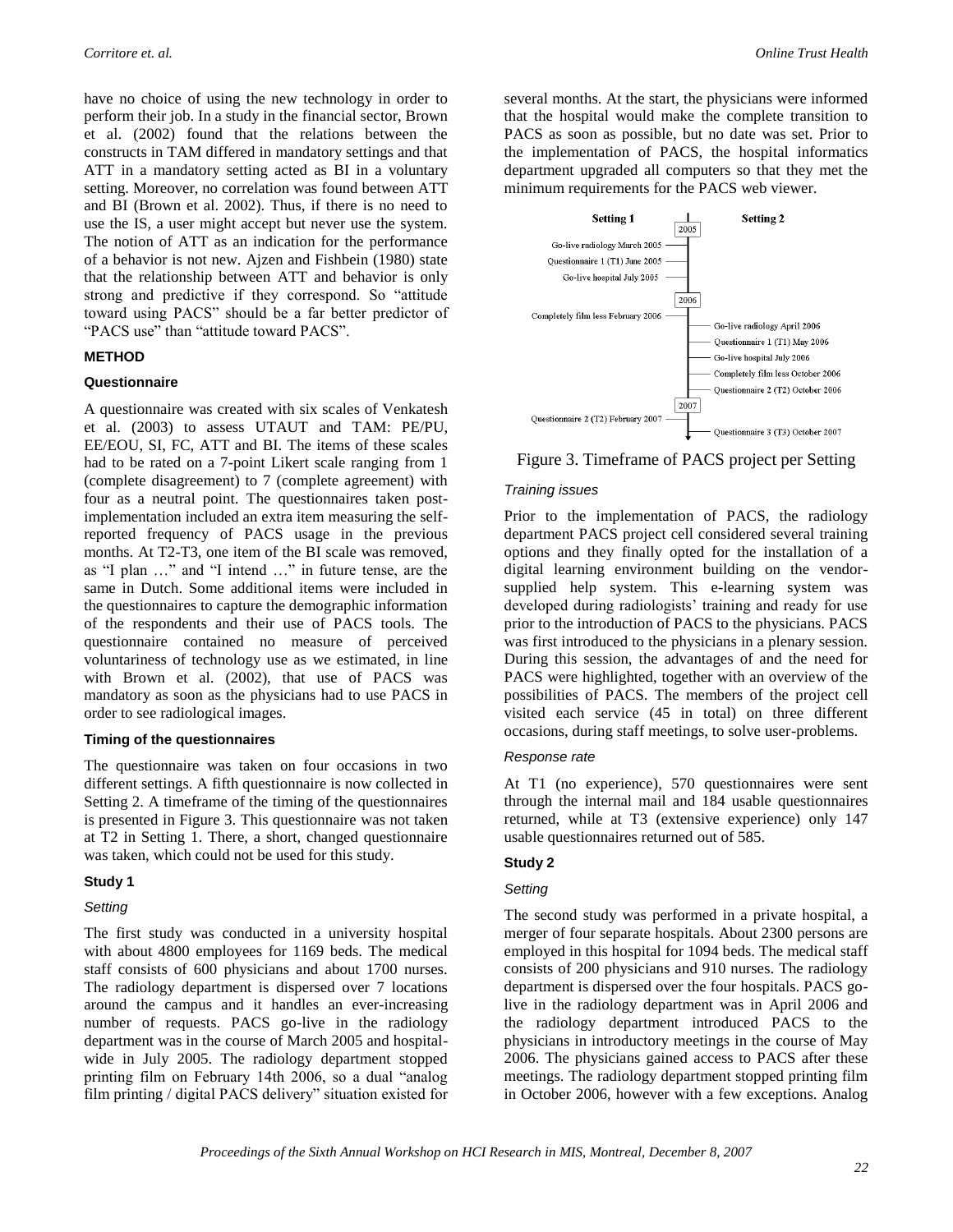have no choice of using the new technology in order to perform their job. In a study in the financial sector, Brown et al. (2002) found that the relations between the constructs in TAM differed in mandatory settings and that ATT in a mandatory setting acted as BI in a voluntary setting. Moreover, no correlation was found between ATT and BI (Brown et al. 2002). Thus, if there is no need to use the IS, a user might accept but never use the system. The notion of ATT as an indication for the performance of a behavior is not new. Ajzen and Fishbein (1980) state that the relationship between ATT and behavior is only strong and predictive if they correspond. So "attitude toward using PACS" should be a far better predictor of "PACS use" than "attitude toward PACS".

## METHOD

### Questionnaire

A questionnaire was created with six scales of Venkatesh et al. (2003) to assess UTAUT and TAM: PE/PU, EE/EOU, SI, FC, ATT and BI. The items of these scales had to be rated on a 7-point Likert scale ranging from 1 (complete disagreement) to 7 (complete agreement) with four as a neutral point. The questionnaires taken post-implementation included an extra item measuring the self-reported frequency of PACS usage in the previous months. At T2-T3, one item of the BI scale was removed, as "I plan …" and "I intend …" in future tense, are the same in Dutch. Some additional items were included in the questionnaires to capture the demographic information of the respondents and their use of PACS tools. The questionnaire contained no measure of perceived voluntariness of technology use as we estimated, in line with Brown et al. (2002), that use of PACS was mandatory as soon as the physicians had to use PACS in order to see radiological images.

### Timing of the questionnaires

The questionnaire was taken on four occasions in two different settings. A fifth questionnaire is now collected in Setting 2. A timeframe of the timing of the questionnaires is presented in Figure 3. This questionnaire was not taken at T2 in Setting 1. There, a short, changed questionnaire was taken, which could not be used for this study.

### Study 1

*Setting*

The first study was conducted in a university hospital with about 4800 employees for 1169 beds. The medical staff consists of 600 physicians and about 1700 nurses. The radiology department is dispersed over 7 locations around the campus and it handles an ever-increasing number of requests. PACS go-live in the radiology department was in the course of March 2005 and hospital-wide in July 2005. The radiology department stopped printing film on February 14th 2006, so a dual "analog film printing / digital PACS delivery" situation existed for several months. At the start, the physicians were informed that the hospital would make the complete transition to PACS as soon as possible, but no date was set. Prior to the implementation of PACS, the hospital informatics department upgraded all computers so that they met the minimum requirements for the PACS web viewer.

| Setting 1 | Year | Setting 2 |
|---|---|---|
| | 2005 | |
| Go-live radiology March 2005 | | |
| Questionnaire 1 (T1) June 2005 | | |
| Go-live hospital July 2005 | | |
| | 2006 | |
| Completely film less February 2006 | | |
| | | Go-live radiology April 2006 |
| | | Questionnaire 1 (T1) May 2006 |
| | | Go-live hospital July 2006 |
| | | Completely film less October 2006 |
| | | Questionnaire 2 (T2) October 2006 |
| | 2007 | |
| Questionnaire 2 (T2) February 2007 | | |
| | | Questionnaire 3 (T3) October 2007 |

Figure 3. Timeframe of PACS project per Setting

*Training issues*

Prior to the implementation of PACS, the radiology department PACS project cell considered several training options and they finally opted for the installation of a digital learning environment building on the vendor-supplied help system. This e-learning system was developed during radiologists' training and ready for use prior to the introduction of PACS to the physicians. PACS was first introduced to the physicians in a plenary session. During this session, the advantages of and the need for PACS were highlighted, together with an overview of the possibilities of PACS. The members of the project cell visited each service (45 in total) on three different occasions, during staff meetings, to solve user-problems.

*Response rate*

At T1 (no experience), 570 questionnaires were sent through the internal mail and 184 usable questionnaires returned, while at T3 (extensive experience) only 147 usable questionnaires returned out of 585.

### Study 2

*Setting*

The second study was performed in a private hospital, a merger of four separate hospitals. About 2300 persons are employed in this hospital for 1094 beds. The medical staff consists of 200 physicians and 910 nurses. The radiology department is dispersed over the four hospitals. PACS go-live in the radiology department was in April 2006 and the radiology department introduced PACS to the physicians in introductory meetings in the course of May 2006. The physicians gained access to PACS after these meetings. The radiology department stopped printing film in October 2006, however with a few exceptions. Analog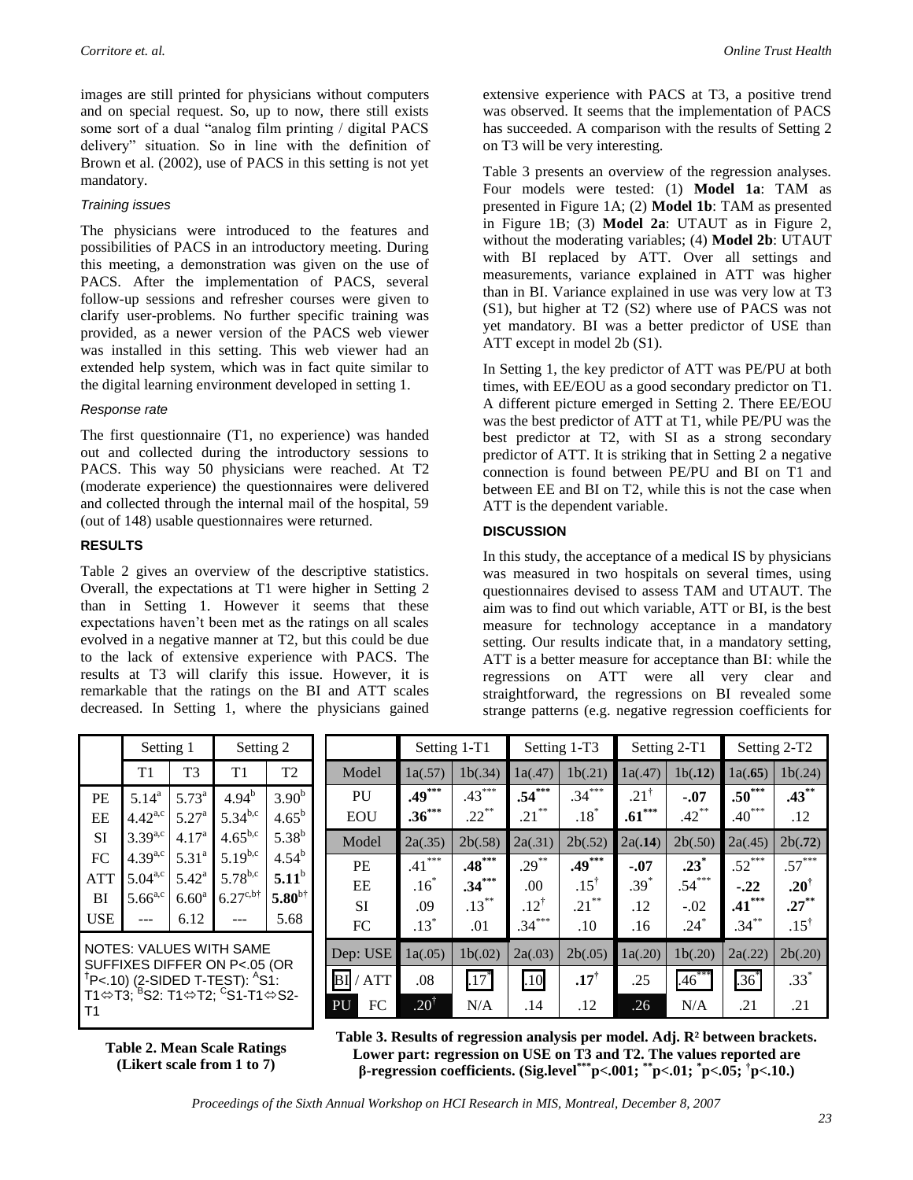images are still printed for physicians without computers and on special request. So, up to now, there still exists some sort of a dual "analog film printing / digital PACS delivery" situation. So in line with the definition of Brown et al. (2002), use of PACS in this setting is not yet mandatory.

*Training issues*

The physicians were introduced to the features and possibilities of PACS in an introductory meeting. During this meeting, a demonstration was given on the use of PACS. After the implementation of PACS, several follow-up sessions and refresher courses were given to clarify user-problems. No further specific training was provided, as a newer version of the PACS web viewer was installed in this setting. This web viewer had an extended help system, which was in fact quite similar to the digital learning environment developed in setting 1.

*Response rate*

The first questionnaire (T1, no experience) was handed out and collected during the introductory sessions to PACS. This way 50 physicians were reached. At T2 (moderate experience) the questionnaires were delivered and collected through the internal mail of the hospital, 59 (out of 148) usable questionnaires were returned.

## RESULTS

Table 2 gives an overview of the descriptive statistics. Overall, the expectations at T1 were higher in Setting 2 than in Setting 1. However it seems that these expectations haven't been met as the ratings on all scales evolved in a negative manner at T2, but this could be due to the lack of extensive experience with PACS. The results at T3 will clarify this issue. However, it is remarkable that the ratings on the BI and ATT scales decreased. In Setting 1, where the physicians gained extensive experience with PACS at T3, a positive trend was observed. It seems that the implementation of PACS has succeeded. A comparison with the results of Setting 2 on T3 will be very interesting.

Table 3 presents an overview of the regression analyses. Four models were tested: (1) **Model 1a**: TAM as presented in Figure 1A; (2) **Model 1b**: TAM as presented in Figure 1B; (3) **Model 2a**: UTAUT as in Figure 2, without the moderating variables; (4) **Model 2b**: UTAUT with BI replaced by ATT. Over all settings and measurements, variance explained in ATT was higher than in BI. Variance explained in use was very low at T3 (S1), but higher at T2 (S2) where use of PACS was not yet mandatory. BI was a better predictor of USE than ATT except in model 2b (S1).

In Setting 1, the key predictor of ATT was PE/PU at both times, with EE/EOU as a good secondary predictor on T1. A different picture emerged in Setting 2. There EE/EOU was the best predictor of ATT at T1, while PE/PU was the best predictor at T2, with SI as a strong secondary predictor of ATT. It is striking that in Setting 2 a negative connection is found between PE/PU and BI on T1 and between EE and BI on T2, while this is not the case when ATT is the dependent variable.

## DISCUSSION

In this study, the acceptance of a medical IS by physicians was measured in two hospitals on several times, using questionnaires devised to assess TAM and UTAUT. The aim was to find out which variable, ATT or BI, is the best measure for technology acceptance in a mandatory setting. Our results indicate that, in a mandatory setting, ATT is a better measure for acceptance than BI: while the regressions on ATT were all very clear and straightforward, the regressions on BI revealed some strange patterns (e.g. negative regression coefficients for

| | Setting 1 | | Setting 2 | |
|---|---|---|---|---|
| | T1 | T3 | T1 | T2 |
| PE | $5.14^{a}$ | $5.73^{a}$ | $4.94^{b}$ | $3.90^{b}$ |
| EE | $4.42^{a,c}$ | $5.27^{a}$ | $5.34^{b,c}$ | $4.65^{b}$ |
| SI | $3.39^{a,c}$ | $4.17^{a}$ | $4.65^{b,c}$ | $5.38^{b}$ |
| FC | $4.39^{a,c}$ | $5.31^{a}$ | $5.19^{b,c}$ | $4.54^{b}$ |
| ATT | $5.04^{a,c}$ | $5.42^{a}$ | $5.78^{b,c}$ | $\mathbf{5.11}^{b}$ |
| BI | $5.66^{a,c}$ | $6.60^{a}$ | $6.27^{c,b\dagger}$ | $\mathbf{5.80}^{b\dagger}$ |
| USE | --- | 6.12 | --- | 5.68 |

NOTES: VALUES WITH SAME SUFFIXES DIFFER ON P<.05 (OR †P<.10) (2-SIDED T-TEST): [A]S1: T1⇔T3; [B]S2: T1⇔T2; [C]S1-T1⇔S2-T1

**Table 2. Mean Scale Ratings (Likert scale from 1 to 7)**

| | Setting 1-T1 | | Setting 1-T3 | | Setting 2-T1 | | Setting 2-T2 | |
|---|---|---|---|---|---|---|---|---|
| Model | 1a(.57) | 1b(.34) | 1a(.47) | 1b(.21) | 1a(.47) | 1b(**.12**) | 1a(**.65**) | 1b(.24) |
| PU | $\mathbf{.49}^{***}$ | $.43^{***}$ | $\mathbf{.54}^{***}$ | $.34^{***}$ | $.21^{\dagger}$ | **-.07** | $\mathbf{.50}^{***}$ | $\mathbf{.43}^{**}$ |
| EOU | $\mathbf{.36}^{***}$ | $.22^{**}$ | $.21^{**}$ | $.18^{*}$ | $\mathbf{.61}^{***}$ | $.42^{**}$ | $.40^{***}$ | .12 |
| Model | 2a(.35) | 2b(.58) | 2a(.31) | 2b(.52) | 2a(**.14**) | 2b(.50) | 2a(.45) | 2b(**.72**) |
| PE | $.41^{***}$ | $\mathbf{.48}^{***}$ | $.29^{**}$ | $\mathbf{.49}^{***}$ | **-.07** | $\mathbf{.23}^{*}$ | $.52^{***}$ | $.57^{***}$ |
| EE | $.16^{*}$ | $\mathbf{.34}^{***}$ | .00 | $.15^{\dagger}$ | $.39^{*}$ | $.54^{***}$ | **-.22** | $\mathbf{.20}^{\dagger}$ |
| SI | .09 | $.13^{**}$ | $.12^{\dagger}$ | $.21^{**}$ | .12 | -.02 | $\mathbf{.41}^{***}$ | $\mathbf{.27}^{**}$ |
| FC | $.13^{*}$ | .01 | $.34^{***}$ | .10 | .16 | $.24^{*}$ | $.34^{**}$ | $.15^{\dagger}$ |
| Dep: USE | 1a(.05) | 1b(.02) | 2a(.03) | 2b(.05) | 1a(.20) | 1b(.20) | 2a(.22) | 2b(.20) |
| BI / ATT | .08 | $.17^{*}$ | .10 | $\mathbf{.17}^{\dagger}$ | .25 | $.46^{***}$ | $.36^{*}$ | $.33^{*}$ |
| PU / FC | $.20^{\dagger}$ | N/A | .14 | .12 | .26 | N/A | .21 | .21 |

**Table 3. Results of regression analysis per model. Adj. R² between brackets. Lower part: regression on USE on T3 and T2. The values reported are β-regression coefficients. (Sig.level*** p<.001; ** p<.01; * p<.05; † p<.10.)**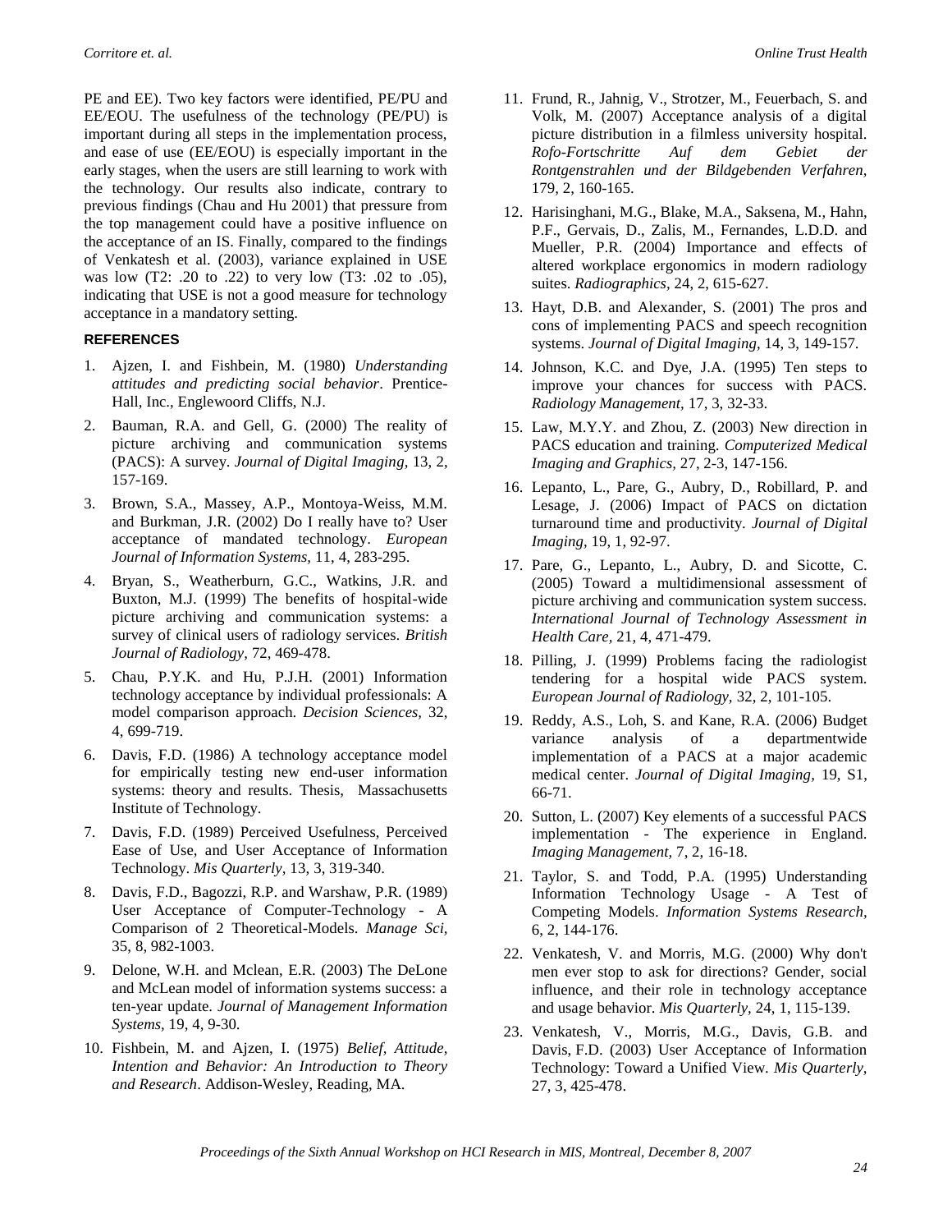PE and EE). Two key factors were identified, PE/PU and EE/EOU. The usefulness of the technology (PE/PU) is important during all steps in the implementation process, and ease of use (EE/EOU) is especially important in the early stages, when the users are still learning to work with the technology. Our results also indicate, contrary to previous findings (Chau and Hu 2001) that pressure from the top management could have a positive influence on the acceptance of an IS. Finally, compared to the findings of Venkatesh et al. (2003), variance explained in USE was low (T2: .20 to .22) to very low (T3: .02 to .05), indicating that USE is not a good measure for technology acceptance in a mandatory setting.

## REFERENCES

1. Ajzen, I. and Fishbein, M. (1980) *Understanding attitudes and predicting social behavior*. Prentice-Hall, Inc., Englewoord Cliffs, N.J.
2. Bauman, R.A. and Gell, G. (2000) The reality of picture archiving and communication systems (PACS): A survey. *Journal of Digital Imaging,* 13, 2, 157-169.
3. Brown, S.A., Massey, A.P., Montoya-Weiss, M.M. and Burkman, J.R. (2002) Do I really have to? User acceptance of mandated technology. *European Journal of Information Systems,* 11, 4, 283-295.
4. Bryan, S., Weatherburn, G.C., Watkins, J.R. and Buxton, M.J. (1999) The benefits of hospital-wide picture archiving and communication systems: a survey of clinical users of radiology services. *British Journal of Radiology,* 72, 469-478.
5. Chau, P.Y.K. and Hu, P.J.H. (2001) Information technology acceptance by individual professionals: A model comparison approach. *Decision Sciences,* 32, 4, 699-719.
6. Davis, F.D. (1986) A technology acceptance model for empirically testing new end-user information systems: theory and results. Thesis, Massachusetts Institute of Technology.
7. Davis, F.D. (1989) Perceived Usefulness, Perceived Ease of Use, and User Acceptance of Information Technology. *Mis Quarterly,* 13, 3, 319-340.
8. Davis, F.D., Bagozzi, R.P. and Warshaw, P.R. (1989) User Acceptance of Computer-Technology - A Comparison of 2 Theoretical-Models. *Manage Sci,* 35, 8, 982-1003.
9. Delone, W.H. and Mclean, E.R. (2003) The DeLone and McLean model of information systems success: a ten-year update. *Journal of Management Information Systems,* 19, 4, 9-30.
10. Fishbein, M. and Ajzen, I. (1975) *Belief, Attitude, Intention and Behavior: An Introduction to Theory and Research*. Addison-Wesley, Reading, MA.
11. Frund, R., Jahnig, V., Strotzer, M., Feuerbach, S. and Volk, M. (2007) Acceptance analysis of a digital picture distribution in a filmless university hospital. *Rofo-Fortschritte Auf dem Gebiet der Rontgenstrahlen und der Bildgebenden Verfahren,* 179, 2, 160-165.
12. Harisinghani, M.G., Blake, M.A., Saksena, M., Hahn, P.F., Gervais, D., Zalis, M., Fernandes, L.D.D. and Mueller, P.R. (2004) Importance and effects of altered workplace ergonomics in modern radiology suites. *Radiographics,* 24, 2, 615-627.
13. Hayt, D.B. and Alexander, S. (2001) The pros and cons of implementing PACS and speech recognition systems. *Journal of Digital Imaging,* 14, 3, 149-157.
14. Johnson, K.C. and Dye, J.A. (1995) Ten steps to improve your chances for success with PACS. *Radiology Management,* 17, 3, 32-33.
15. Law, M.Y.Y. and Zhou, Z. (2003) New direction in PACS education and training. *Computerized Medical Imaging and Graphics,* 27, 2-3, 147-156.
16. Lepanto, L., Pare, G., Aubry, D., Robillard, P. and Lesage, J. (2006) Impact of PACS on dictation turnaround time and productivity. *Journal of Digital Imaging,* 19, 1, 92-97.
17. Pare, G., Lepanto, L., Aubry, D. and Sicotte, C. (2005) Toward a multidimensional assessment of picture archiving and communication system success. *International Journal of Technology Assessment in Health Care,* 21, 4, 471-479.
18. Pilling, J. (1999) Problems facing the radiologist tendering for a hospital wide PACS system. *European Journal of Radiology,* 32, 2, 101-105.
19. Reddy, A.S., Loh, S. and Kane, R.A. (2006) Budget variance analysis of a departmentwide implementation of a PACS at a major academic medical center. *Journal of Digital Imaging,* 19, S1, 66-71.
20. Sutton, L. (2007) Key elements of a successful PACS implementation - The experience in England. *Imaging Management,* 7, 2, 16-18.
21. Taylor, S. and Todd, P.A. (1995) Understanding Information Technology Usage - A Test of Competing Models. *Information Systems Research,* 6, 2, 144-176.
22. Venkatesh, V. and Morris, M.G. (2000) Why don't men ever stop to ask for directions? Gender, social influence, and their role in technology acceptance and usage behavior. *Mis Quarterly,* 24, 1, 115-139.
23. Venkatesh, V., Morris, M.G., Davis, G.B. and Davis, F.D. (2003) User Acceptance of Information Technology: Toward a Unified View. *Mis Quarterly,* 27, 3, 425-478.